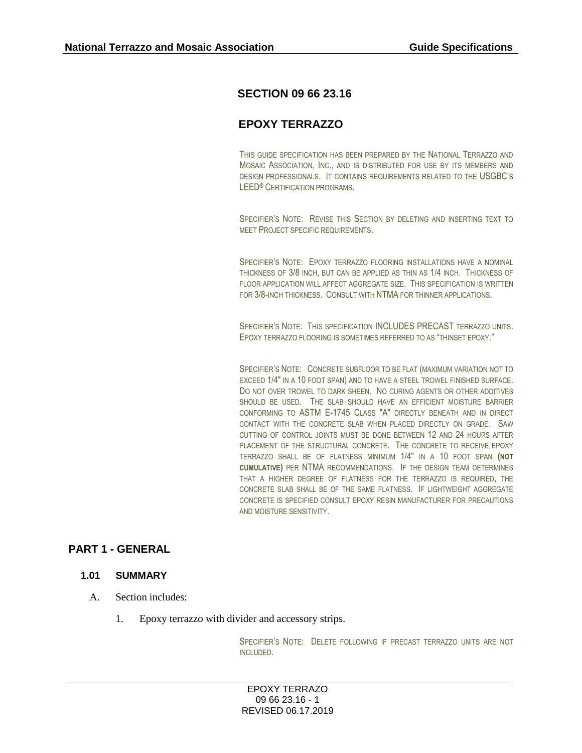# SECTION 09 66 23.16

# EPOXY TERRAZZO

THIS GUIDE SPECIFICATION HAS BEEN PREPARED BY THE NATIONAL TERRAZZO AND MOSAIC ASSOCIATION, INC., AND IS DISTRIBUTED FOR USE BY ITS MEMBERS AND DESIGN PROFESSIONALS. IT CONTAINS REQUIREMENTS RELATED TO THE USGBC'S LEED® CERTIFICATION PROGRAMS.

SPECIFIER'S NOTE: REVISE THIS SECTION BY DELETING AND INSERTING TEXT TO MEET PROJECT SPECIFIC REQUIREMENTS.

SPECIFIER'S NOTE: EPOXY TERRAZZO FLOORING INSTALLATIONS HAVE A NOMINAL THICKNESS OF 3/8 INCH, BUT CAN BE APPLIED AS THIN AS 1/4 INCH. THICKNESS OF FLOOR APPLICATION WILL AFFECT AGGREGATE SIZE. THIS SPECIFICATION IS WRITTEN FOR 3/8-INCH THICKNESS. CONSULT WITH NTMA FOR THINNER APPLICATIONS.

SPECIFIER'S NOTE: THIS SPECIFICATION INCLUDES PRECAST TERRAZZO UNITS. EPOXY TERRAZZO FLOORING IS SOMETIMES REFERRED TO AS "THINSET EPOXY."

SPECIFIER'S NOTE: CONCRETE SUBFLOOR TO BE FLAT (MAXIMUM VARIATION NOT TO EXCEED 1/4" IN A 10 FOOT SPAN) AND TO HAVE A STEEL TROWEL FINISHED SURFACE. DO NOT OVER TROWEL TO DARK SHEEN. NO CURING AGENTS OR OTHER ADDITIVES SHOULD BE USED. THE SLAB SHOULD HAVE AN EFFICIENT MOISTURE BARRIER CONFORMING TO ASTM E-1745 CLASS "A" DIRECTLY BENEATH AND IN DIRECT CONTACT WITH THE CONCRETE SLAB WHEN PLACED DIRECTLY ON GRADE. SAW CUTTING OF CONTROL JOINTS MUST BE DONE BETWEEN 12 AND 24 HOURS AFTER PLACEMENT OF THE STRUCTURAL CONCRETE. THE CONCRETE TO RECEIVE EPOXY TERRAZZO SHALL BE OF FLATNESS MINIMUM 1/4" IN A 10 FOOT SPAN **(NOT CUMULATIVE)** PER NTMA RECOMMENDATIONS. IF THE DESIGN TEAM DETERMINES THAT A HIGHER DEGREE OF FLATNESS FOR THE TERRAZZO IS REQUIRED, THE CONCRETE SLAB SHALL BE OF THE SAME FLATNESS. IF LIGHTWEIGHT AGGREGATE CONCRETE IS SPECIFIED CONSULT EPOXY RESIN MANUFACTURER FOR PRECAUTIONS AND MOISTURE SENSITIVITY.

## PART 1 - GENERAL

### 1.01 SUMMARY

A. Section includes:

1. Epoxy terrazzo with divider and accessory strips.

SPECIFIER'S NOTE: DELETE FOLLOWING IF PRECAST TERRAZZO UNITS ARE NOT INCLUDED.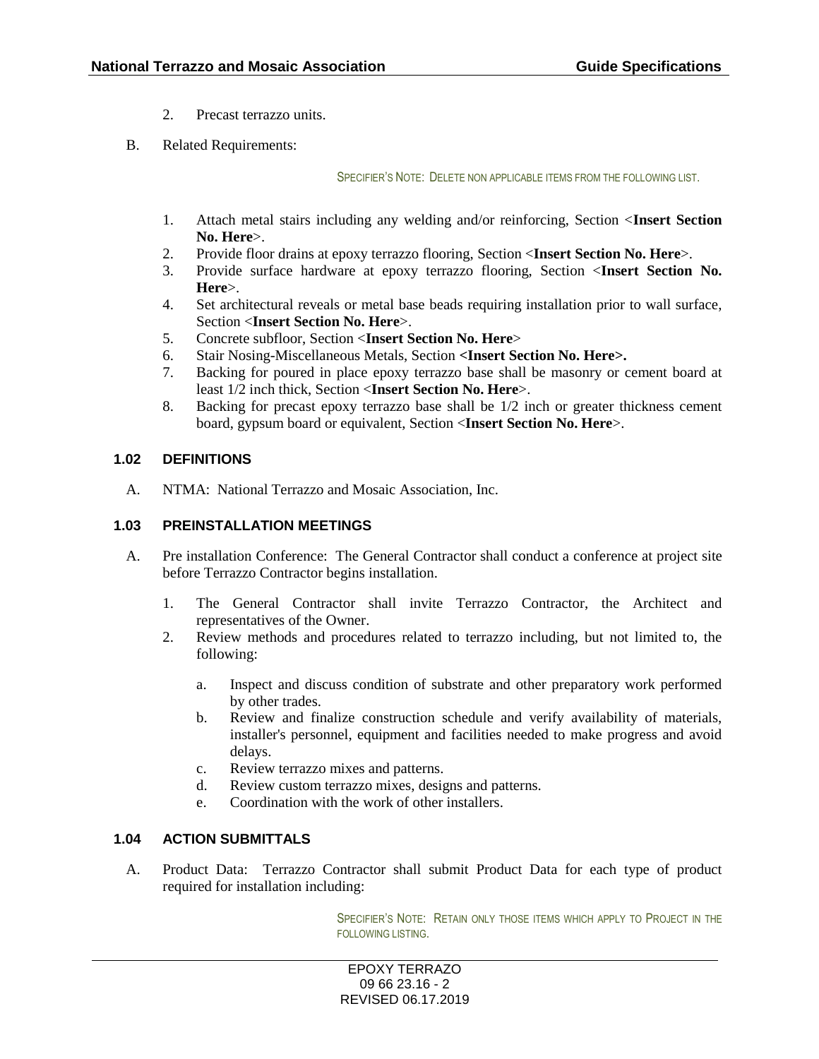2. Precast terrazzo units.

B. Related Requirements:

SPECIFIER'S NOTE: DELETE NON APPLICABLE ITEMS FROM THE FOLLOWING LIST.

1. Attach metal stairs including any welding and/or reinforcing, Section <**Insert Section No. Here**>.
2. Provide floor drains at epoxy terrazzo flooring, Section <**Insert Section No. Here**>.
3. Provide surface hardware at epoxy terrazzo flooring, Section <**Insert Section No. Here**>.
4. Set architectural reveals or metal base beads requiring installation prior to wall surface, Section <**Insert Section No. Here**>.
5. Concrete subfloor, Section <**Insert Section No. Here**>
6. Stair Nosing-Miscellaneous Metals, Section **<Insert Section No. Here>.**
7. Backing for poured in place epoxy terrazzo base shall be masonry or cement board at least 1/2 inch thick, Section <**Insert Section No. Here**>.
8. Backing for precast epoxy terrazzo base shall be 1/2 inch or greater thickness cement board, gypsum board or equivalent, Section <**Insert Section No. Here**>.

### 1.02 DEFINITIONS

A. NTMA: National Terrazzo and Mosaic Association, Inc.

### 1.03 PREINSTALLATION MEETINGS

A. Pre installation Conference: The General Contractor shall conduct a conference at project site before Terrazzo Contractor begins installation.

1. The General Contractor shall invite Terrazzo Contractor, the Architect and representatives of the Owner.
2. Review methods and procedures related to terrazzo including, but not limited to, the following:
    a. Inspect and discuss condition of substrate and other preparatory work performed by other trades.
    b. Review and finalize construction schedule and verify availability of materials, installer's personnel, equipment and facilities needed to make progress and avoid delays.
    c. Review terrazzo mixes and patterns.
    d. Review custom terrazzo mixes, designs and patterns.
    e. Coordination with the work of other installers.

### 1.04 ACTION SUBMITTALS

A. Product Data: Terrazzo Contractor shall submit Product Data for each type of product required for installation including:

SPECIFIER'S NOTE: RETAIN ONLY THOSE ITEMS WHICH APPLY TO PROJECT IN THE FOLLOWING LISTING.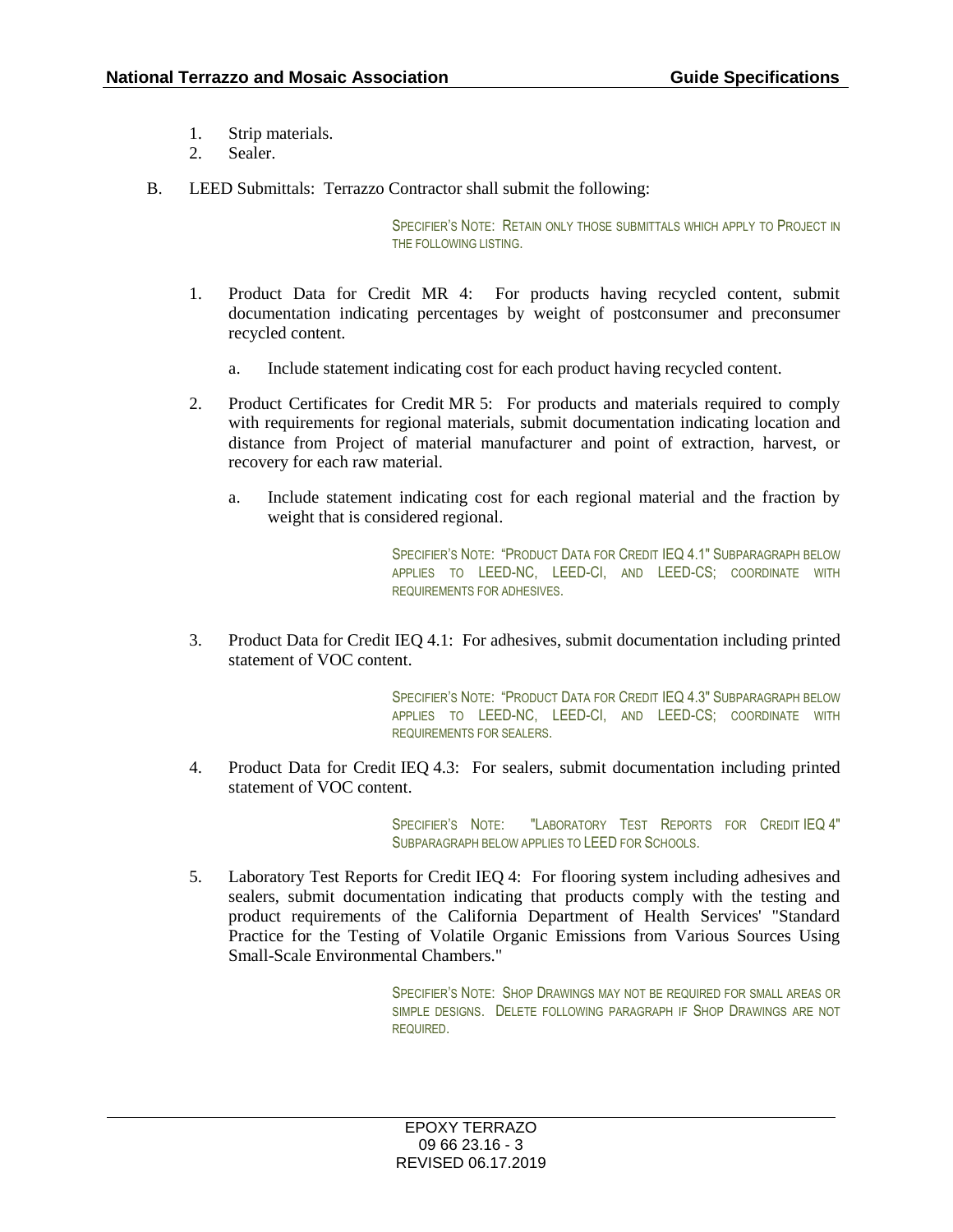1. Strip materials.
2. Sealer.

B. LEED Submittals: Terrazzo Contractor shall submit the following:

> SPECIFIER'S NOTE: RETAIN ONLY THOSE SUBMITTALS WHICH APPLY TO PROJECT IN THE FOLLOWING LISTING.

1. Product Data for Credit MR 4: For products having recycled content, submit documentation indicating percentages by weight of postconsumer and preconsumer recycled content.
   a. Include statement indicating cost for each product having recycled content.
2. Product Certificates for Credit MR 5: For products and materials required to comply with requirements for regional materials, submit documentation indicating location and distance from Project of material manufacturer and point of extraction, harvest, or recovery for each raw material.
   a. Include statement indicating cost for each regional material and the fraction by weight that is considered regional.

> SPECIFIER'S NOTE: "PRODUCT DATA FOR CREDIT IEQ 4.1" SUBPARAGRAPH BELOW APPLIES TO LEED-NC, LEED-CI, AND LEED-CS; COORDINATE WITH REQUIREMENTS FOR ADHESIVES.

3. Product Data for Credit IEQ 4.1: For adhesives, submit documentation including printed statement of VOC content.

> SPECIFIER'S NOTE: "PRODUCT DATA FOR CREDIT IEQ 4.3" SUBPARAGRAPH BELOW APPLIES TO LEED-NC, LEED-CI, AND LEED-CS; COORDINATE WITH REQUIREMENTS FOR SEALERS.

4. Product Data for Credit IEQ 4.3: For sealers, submit documentation including printed statement of VOC content.

> SPECIFIER'S NOTE: "LABORATORY TEST REPORTS FOR CREDIT IEQ 4" SUBPARAGRAPH BELOW APPLIES TO LEED FOR SCHOOLS.

5. Laboratory Test Reports for Credit IEQ 4: For flooring system including adhesives and sealers, submit documentation indicating that products comply with the testing and product requirements of the California Department of Health Services' "Standard Practice for the Testing of Volatile Organic Emissions from Various Sources Using Small-Scale Environmental Chambers."

> SPECIFIER'S NOTE: SHOP DRAWINGS MAY NOT BE REQUIRED FOR SMALL AREAS OR SIMPLE DESIGNS. DELETE FOLLOWING PARAGRAPH IF SHOP DRAWINGS ARE NOT REQUIRED.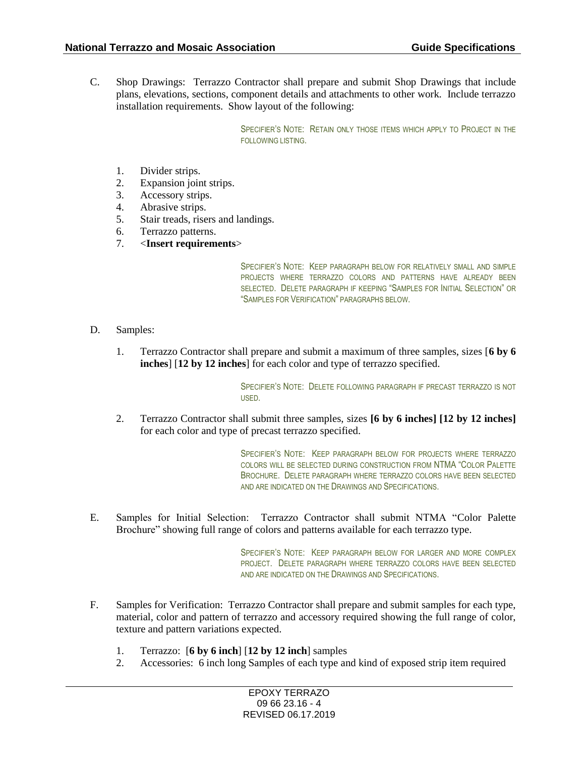C. Shop Drawings: Terrazzo Contractor shall prepare and submit Shop Drawings that include plans, elevations, sections, component details and attachments to other work. Include terrazzo installation requirements. Show layout of the following:

> SPECIFIER'S NOTE: RETAIN ONLY THOSE ITEMS WHICH APPLY TO PROJECT IN THE FOLLOWING LISTING.

1. Divider strips.
2. Expansion joint strips.
3. Accessory strips.
4. Abrasive strips.
5. Stair treads, risers and landings.
6. Terrazzo patterns.
7. <**Insert requirements**>

> SPECIFIER'S NOTE: KEEP PARAGRAPH BELOW FOR RELATIVELY SMALL AND SIMPLE PROJECTS WHERE TERRAZZO COLORS AND PATTERNS HAVE ALREADY BEEN SELECTED. DELETE PARAGRAPH IF KEEPING "SAMPLES FOR INITIAL SELECTION" OR "SAMPLES FOR VERIFICATION" PARAGRAPHS BELOW.

D. Samples:

1. Terrazzo Contractor shall prepare and submit a maximum of three samples, sizes [**6 by 6 inches**] [**12 by 12 inches**] for each color and type of terrazzo specified.

> SPECIFIER'S NOTE: DELETE FOLLOWING PARAGRAPH IF PRECAST TERRAZZO IS NOT USED.

2. Terrazzo Contractor shall submit three samples, sizes **[6 by 6 inches] [12 by 12 inches]** for each color and type of precast terrazzo specified.

> SPECIFIER'S NOTE: KEEP PARAGRAPH BELOW FOR PROJECTS WHERE TERRAZZO COLORS WILL BE SELECTED DURING CONSTRUCTION FROM NTMA "COLOR PALETTE BROCHURE. DELETE PARAGRAPH WHERE TERRAZZO COLORS HAVE BEEN SELECTED AND ARE INDICATED ON THE DRAWINGS AND SPECIFICATIONS.

E. Samples for Initial Selection: Terrazzo Contractor shall submit NTMA "Color Palette Brochure" showing full range of colors and patterns available for each terrazzo type.

> SPECIFIER'S NOTE: KEEP PARAGRAPH BELOW FOR LARGER AND MORE COMPLEX PROJECT. DELETE PARAGRAPH WHERE TERRAZZO COLORS HAVE BEEN SELECTED AND ARE INDICATED ON THE DRAWINGS AND SPECIFICATIONS.

F. Samples for Verification: Terrazzo Contractor shall prepare and submit samples for each type, material, color and pattern of terrazzo and accessory required showing the full range of color, texture and pattern variations expected.

1. Terrazzo: [**6 by 6 inch**] [**12 by 12 inch**] samples
2. Accessories: 6 inch long Samples of each type and kind of exposed strip item required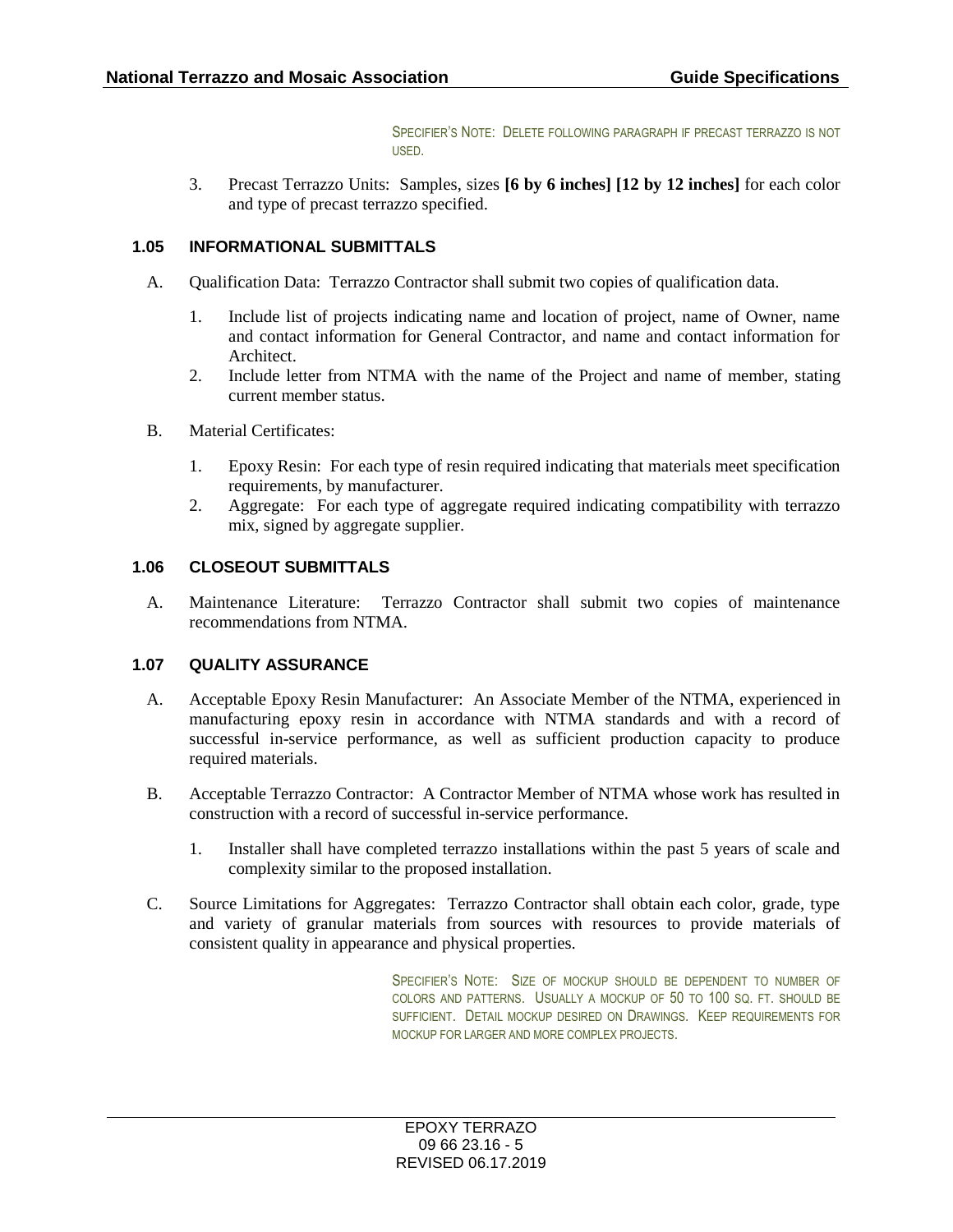SPECIFIER'S NOTE: DELETE FOLLOWING PARAGRAPH IF PRECAST TERRAZZO IS NOT USED.

3. Precast Terrazzo Units: Samples, sizes **[6 by 6 inches] [12 by 12 inches]** for each color and type of precast terrazzo specified.

### 1.05 INFORMATIONAL SUBMITTALS

A. Qualification Data: Terrazzo Contractor shall submit two copies of qualification data.

1. Include list of projects indicating name and location of project, name of Owner, name and contact information for General Contractor, and name and contact information for Architect.
2. Include letter from NTMA with the name of the Project and name of member, stating current member status.

B. Material Certificates:

1. Epoxy Resin: For each type of resin required indicating that materials meet specification requirements, by manufacturer.
2. Aggregate: For each type of aggregate required indicating compatibility with terrazzo mix, signed by aggregate supplier.

### 1.06 CLOSEOUT SUBMITTALS

A. Maintenance Literature: Terrazzo Contractor shall submit two copies of maintenance recommendations from NTMA.

### 1.07 QUALITY ASSURANCE

A. Acceptable Epoxy Resin Manufacturer: An Associate Member of the NTMA, experienced in manufacturing epoxy resin in accordance with NTMA standards and with a record of successful in-service performance, as well as sufficient production capacity to produce required materials.

B. Acceptable Terrazzo Contractor: A Contractor Member of NTMA whose work has resulted in construction with a record of successful in-service performance.

1. Installer shall have completed terrazzo installations within the past 5 years of scale and complexity similar to the proposed installation.

C. Source Limitations for Aggregates: Terrazzo Contractor shall obtain each color, grade, type and variety of granular materials from sources with resources to provide materials of consistent quality in appearance and physical properties.

SPECIFIER'S NOTE: SIZE OF MOCKUP SHOULD BE DEPENDENT TO NUMBER OF COLORS AND PATTERNS. USUALLY A MOCKUP OF 50 TO 100 SQ. FT. SHOULD BE SUFFICIENT. DETAIL MOCKUP DESIRED ON DRAWINGS. KEEP REQUIREMENTS FOR MOCKUP FOR LARGER AND MORE COMPLEX PROJECTS.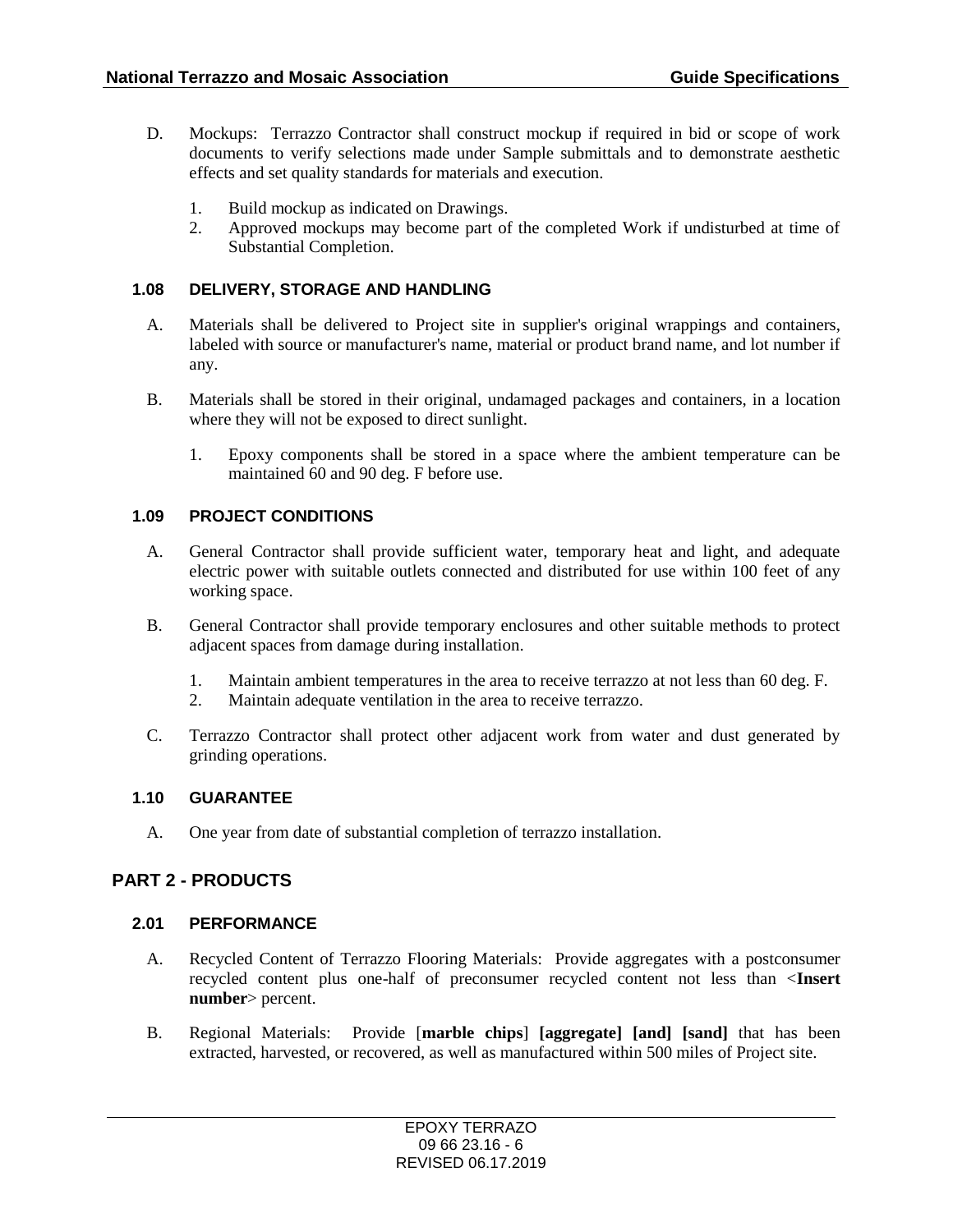D. Mockups: Terrazzo Contractor shall construct mockup if required in bid or scope of work documents to verify selections made under Sample submittals and to demonstrate aesthetic effects and set quality standards for materials and execution.

   1. Build mockup as indicated on Drawings.
   2. Approved mockups may become part of the completed Work if undisturbed at time of Substantial Completion.

### 1.08 DELIVERY, STORAGE AND HANDLING

A. Materials shall be delivered to Project site in supplier's original wrappings and containers, labeled with source or manufacturer's name, material or product brand name, and lot number if any.

B. Materials shall be stored in their original, undamaged packages and containers, in a location where they will not be exposed to direct sunlight.

   1. Epoxy components shall be stored in a space where the ambient temperature can be maintained 60 and 90 deg. F before use.

### 1.09 PROJECT CONDITIONS

A. General Contractor shall provide sufficient water, temporary heat and light, and adequate electric power with suitable outlets connected and distributed for use within 100 feet of any working space.

B. General Contractor shall provide temporary enclosures and other suitable methods to protect adjacent spaces from damage during installation.

   1. Maintain ambient temperatures in the area to receive terrazzo at not less than 60 deg. F.
   2. Maintain adequate ventilation in the area to receive terrazzo.

C. Terrazzo Contractor shall protect other adjacent work from water and dust generated by grinding operations.

### 1.10 GUARANTEE

A. One year from date of substantial completion of terrazzo installation.

## PART 2 - PRODUCTS

### 2.01 PERFORMANCE

A. Recycled Content of Terrazzo Flooring Materials: Provide aggregates with a postconsumer recycled content plus one-half of preconsumer recycled content not less than <**Insert number**> percent.

B. Regional Materials: Provide [**marble chips**] **[aggregate] [and] [sand]** that has been extracted, harvested, or recovered, as well as manufactured within 500 miles of Project site.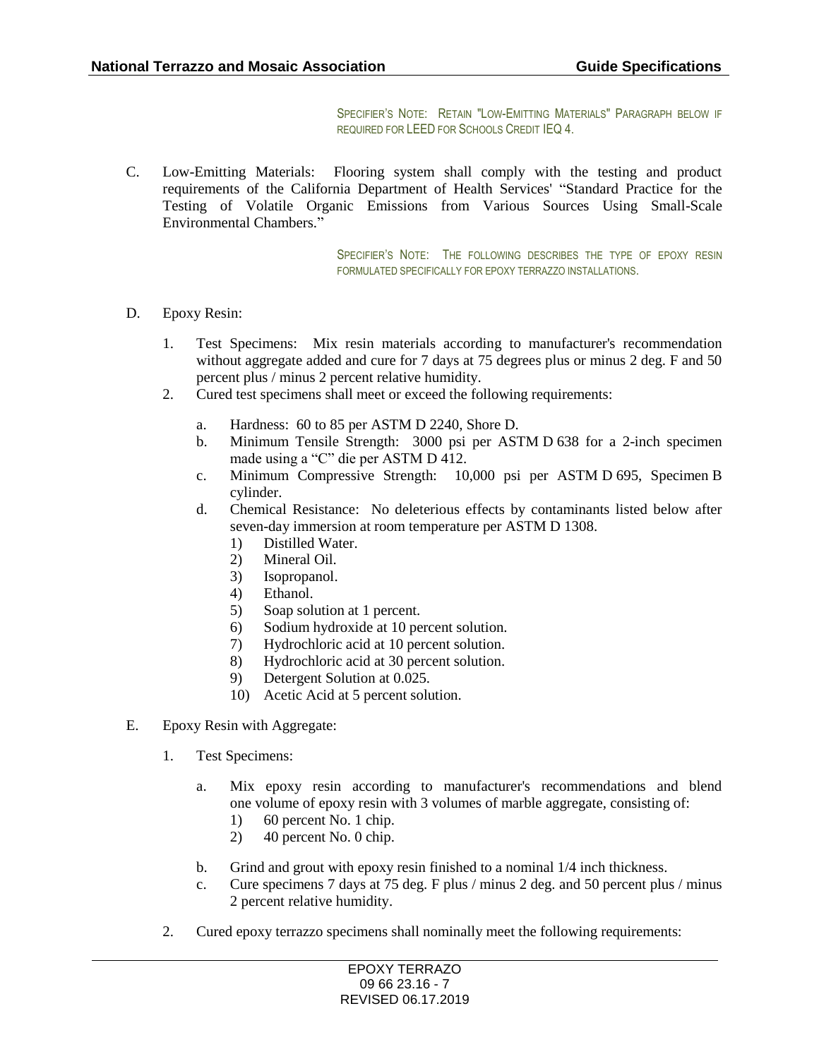SPECIFIER'S NOTE: RETAIN "LOW-EMITTING MATERIALS" PARAGRAPH BELOW IF REQUIRED FOR LEED FOR SCHOOLS CREDIT IEQ 4.

C. Low-Emitting Materials: Flooring system shall comply with the testing and product requirements of the California Department of Health Services' "Standard Practice for the Testing of Volatile Organic Emissions from Various Sources Using Small-Scale Environmental Chambers."

SPECIFIER'S NOTE: THE FOLLOWING DESCRIBES THE TYPE OF EPOXY RESIN FORMULATED SPECIFICALLY FOR EPOXY TERRAZZO INSTALLATIONS.

D. Epoxy Resin:

1. Test Specimens: Mix resin materials according to manufacturer's recommendation without aggregate added and cure for 7 days at 75 degrees plus or minus 2 deg. F and 50 percent plus / minus 2 percent relative humidity.
2. Cured test specimens shall meet or exceed the following requirements:
   a. Hardness: 60 to 85 per ASTM D 2240, Shore D.
   b. Minimum Tensile Strength: 3000 psi per ASTM D 638 for a 2-inch specimen made using a "C" die per ASTM D 412.
   c. Minimum Compressive Strength: 10,000 psi per ASTM D 695, Specimen B cylinder.
   d. Chemical Resistance: No deleterious effects by contaminants listed below after seven-day immersion at room temperature per ASTM D 1308.
      1) Distilled Water.
      2) Mineral Oil.
      3) Isopropanol.
      4) Ethanol.
      5) Soap solution at 1 percent.
      6) Sodium hydroxide at 10 percent solution.
      7) Hydrochloric acid at 10 percent solution.
      8) Hydrochloric acid at 30 percent solution.
      9) Detergent Solution at 0.025.
      10) Acetic Acid at 5 percent solution.

E. Epoxy Resin with Aggregate:

1. Test Specimens:
   a. Mix epoxy resin according to manufacturer's recommendations and blend one volume of epoxy resin with 3 volumes of marble aggregate, consisting of:
      1) 60 percent No. 1 chip.
      2) 40 percent No. 0 chip.
   b. Grind and grout with epoxy resin finished to a nominal 1/4 inch thickness.
   c. Cure specimens 7 days at 75 deg. F plus / minus 2 deg. and 50 percent plus / minus 2 percent relative humidity.
2. Cured epoxy terrazzo specimens shall nominally meet the following requirements: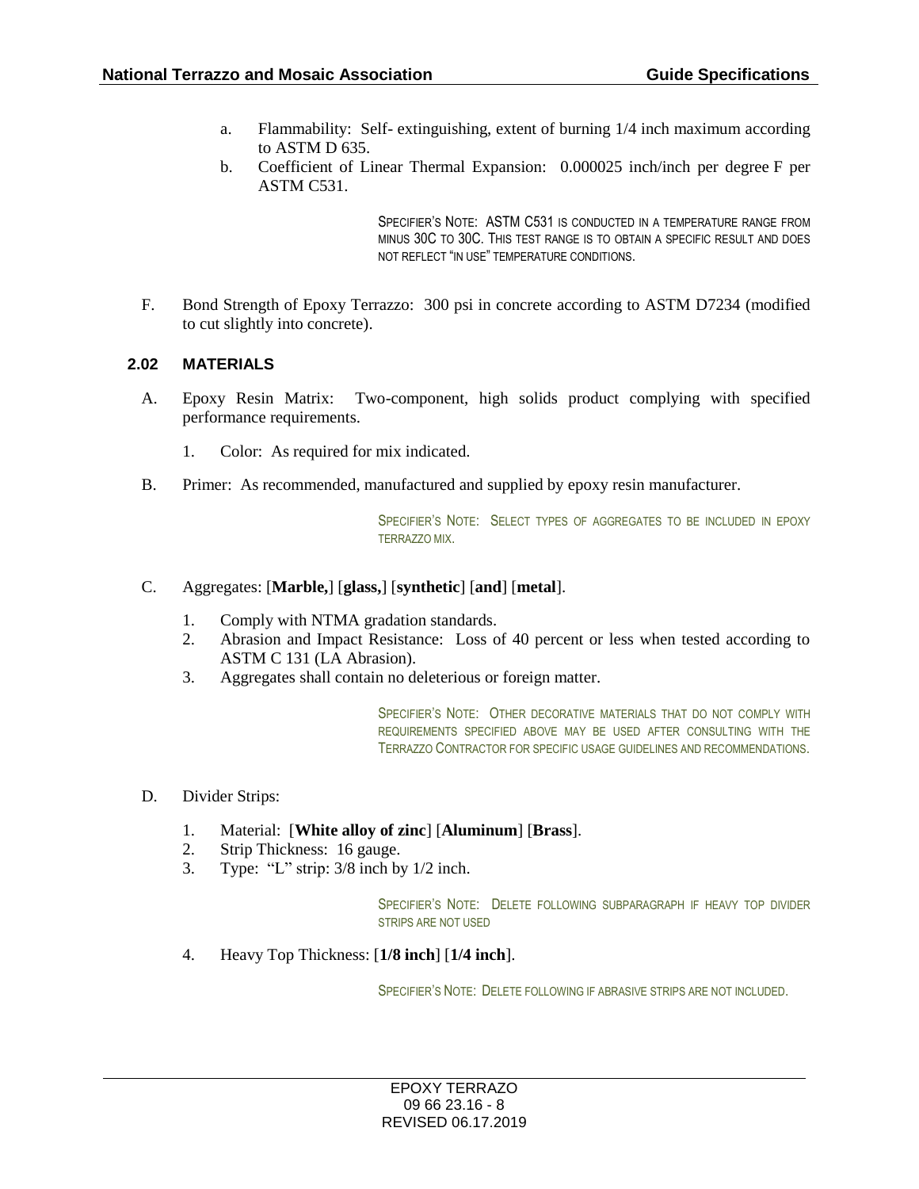a. Flammability: Self- extinguishing, extent of burning 1/4 inch maximum according to ASTM D 635.
b. Coefficient of Linear Thermal Expansion: 0.000025 inch/inch per degree F per ASTM C531.

SPECIFIER'S NOTE: ASTM C531 IS CONDUCTED IN A TEMPERATURE RANGE FROM MINUS 30C TO 30C. THIS TEST RANGE IS TO OBTAIN A SPECIFIC RESULT AND DOES NOT REFLECT "IN USE" TEMPERATURE CONDITIONS.

F. Bond Strength of Epoxy Terrazzo: 300 psi in concrete according to ASTM D7234 (modified to cut slightly into concrete).

## 2.02 MATERIALS

A. Epoxy Resin Matrix: Two-component, high solids product complying with specified performance requirements.

1. Color: As required for mix indicated.

B. Primer: As recommended, manufactured and supplied by epoxy resin manufacturer.

SPECIFIER'S NOTE: SELECT TYPES OF AGGREGATES TO BE INCLUDED IN EPOXY TERRAZZO MIX.

C. Aggregates: [**Marble,**] [**glass,**] [**synthetic**] [**and**] [**metal**].

1. Comply with NTMA gradation standards.
2. Abrasion and Impact Resistance: Loss of 40 percent or less when tested according to ASTM C 131 (LA Abrasion).
3. Aggregates shall contain no deleterious or foreign matter.

SPECIFIER'S NOTE: OTHER DECORATIVE MATERIALS THAT DO NOT COMPLY WITH REQUIREMENTS SPECIFIED ABOVE MAY BE USED AFTER CONSULTING WITH THE TERRAZZO CONTRACTOR FOR SPECIFIC USAGE GUIDELINES AND RECOMMENDATIONS.

D. Divider Strips:

1. Material: [**White alloy of zinc**] [**Aluminum**] [**Brass**].
2. Strip Thickness: 16 gauge.
3. Type: "L" strip: 3/8 inch by 1/2 inch.

SPECIFIER'S NOTE: DELETE FOLLOWING SUBPARAGRAPH IF HEAVY TOP DIVIDER STRIPS ARE NOT USED

4. Heavy Top Thickness: [**1/8 inch**] [**1/4 inch**].

SPECIFIER'S NOTE: DELETE FOLLOWING IF ABRASIVE STRIPS ARE NOT INCLUDED.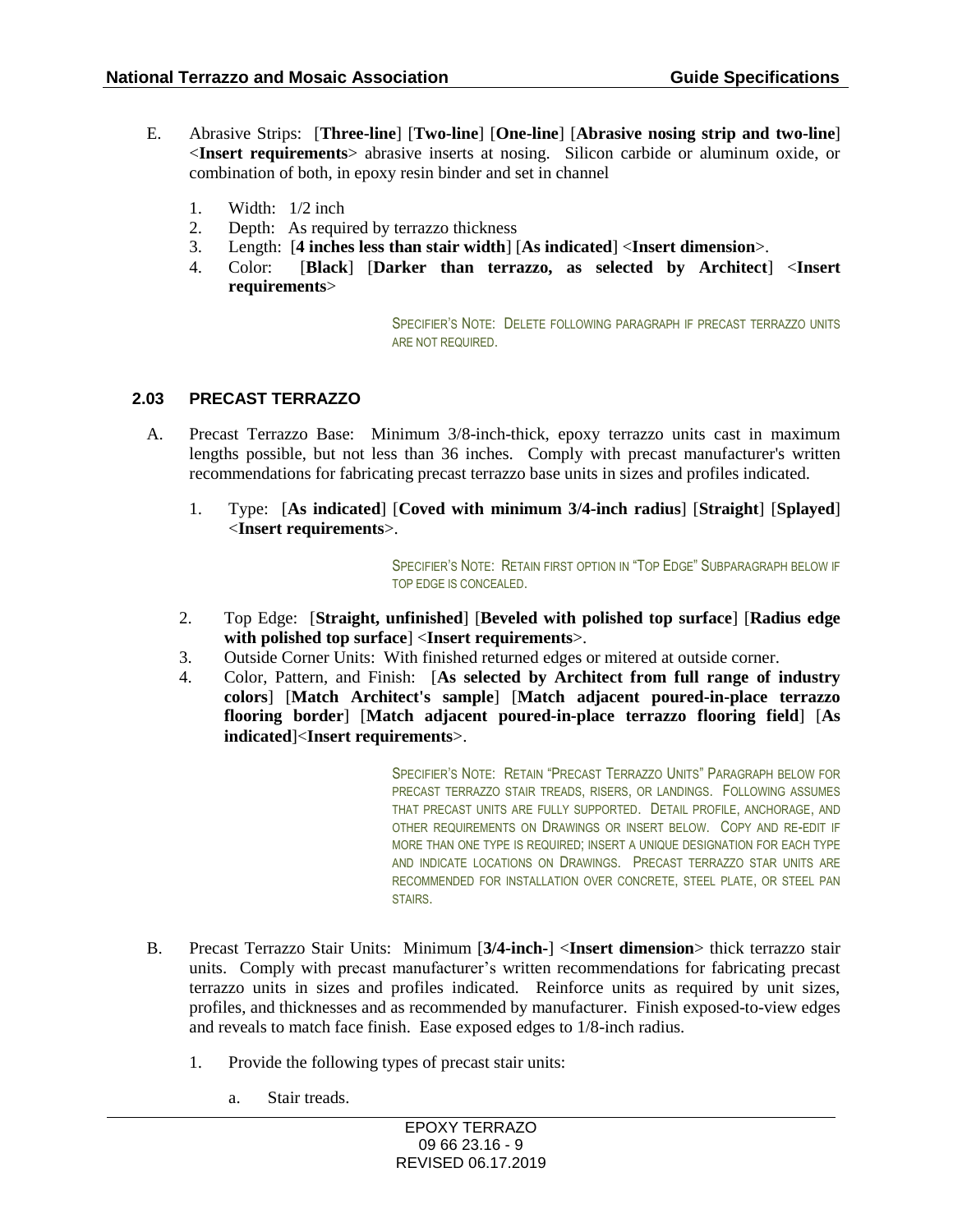E. Abrasive Strips: [**Three-line**] [**Two-line**] [**One-line**] [**Abrasive nosing strip and two-line**] <**Insert requirements**> abrasive inserts at nosing. Silicon carbide or aluminum oxide, or combination of both, in epoxy resin binder and set in channel

1. Width: 1/2 inch
2. Depth: As required by terrazzo thickness
3. Length: [**4 inches less than stair width**] [**As indicated**] <**Insert dimension**>.
4. Color: [**Black**] [**Darker than terrazzo, as selected by Architect**] <**Insert requirements**>

SPECIFIER'S NOTE: DELETE FOLLOWING PARAGRAPH IF PRECAST TERRAZZO UNITS ARE NOT REQUIRED.

### 2.03 PRECAST TERRAZZO

A. Precast Terrazzo Base: Minimum 3/8-inch-thick, epoxy terrazzo units cast in maximum lengths possible, but not less than 36 inches. Comply with precast manufacturer's written recommendations for fabricating precast terrazzo base units in sizes and profiles indicated.

1. Type: [**As indicated**] [**Coved with minimum 3/4-inch radius**] [**Straight**] [**Splayed**] <**Insert requirements**>.

SPECIFIER'S NOTE: RETAIN FIRST OPTION IN "TOP EDGE" SUBPARAGRAPH BELOW IF TOP EDGE IS CONCEALED.

2. Top Edge: [**Straight, unfinished**] [**Beveled with polished top surface**] [**Radius edge with polished top surface**] <**Insert requirements**>.
3. Outside Corner Units: With finished returned edges or mitered at outside corner.
4. Color, Pattern, and Finish: [**As selected by Architect from full range of industry colors**] [**Match Architect's sample**] [**Match adjacent poured-in-place terrazzo flooring border**] [**Match adjacent poured-in-place terrazzo flooring field**] [**As indicated**]<**Insert requirements**>.

SPECIFIER'S NOTE: RETAIN "PRECAST TERRAZZO UNITS" PARAGRAPH BELOW FOR PRECAST TERRAZZO STAIR TREADS, RISERS, OR LANDINGS. FOLLOWING ASSUMES THAT PRECAST UNITS ARE FULLY SUPPORTED. DETAIL PROFILE, ANCHORAGE, AND OTHER REQUIREMENTS ON DRAWINGS OR INSERT BELOW. COPY AND RE-EDIT IF MORE THAN ONE TYPE IS REQUIRED; INSERT A UNIQUE DESIGNATION FOR EACH TYPE AND INDICATE LOCATIONS ON DRAWINGS. PRECAST TERRAZZO STAR UNITS ARE RECOMMENDED FOR INSTALLATION OVER CONCRETE, STEEL PLATE, OR STEEL PAN STAIRS.

B. Precast Terrazzo Stair Units: Minimum [**3/4-inch-**] <**Insert dimension**> thick terrazzo stair units. Comply with precast manufacturer's written recommendations for fabricating precast terrazzo units in sizes and profiles indicated. Reinforce units as required by unit sizes, profiles, and thicknesses and as recommended by manufacturer. Finish exposed-to-view edges and reveals to match face finish. Ease exposed edges to 1/8-inch radius.

1. Provide the following types of precast stair units:

    a. Stair treads.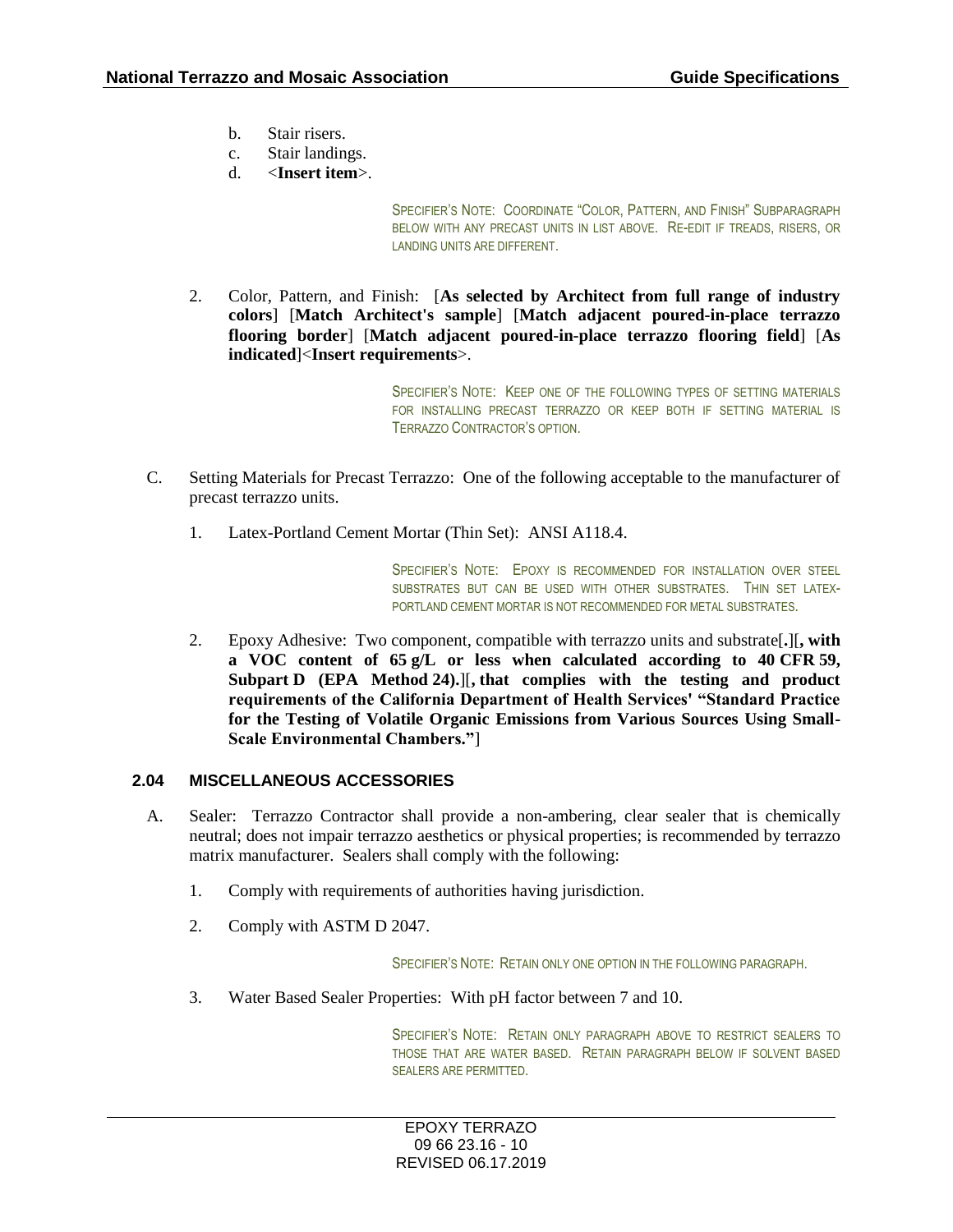b. Stair risers.
c. Stair landings.
d. <**Insert item**>.

SPECIFIER'S NOTE: COORDINATE "COLOR, PATTERN, AND FINISH" SUBPARAGRAPH BELOW WITH ANY PRECAST UNITS IN LIST ABOVE. RE-EDIT IF TREADS, RISERS, OR LANDING UNITS ARE DIFFERENT.

2. Color, Pattern, and Finish: [**As selected by Architect from full range of industry colors**] [**Match Architect's sample**] [**Match adjacent poured-in-place terrazzo flooring border**] [**Match adjacent poured-in-place terrazzo flooring field**] [**As indicated**]<**Insert requirements**>.

SPECIFIER'S NOTE: KEEP ONE OF THE FOLLOWING TYPES OF SETTING MATERIALS FOR INSTALLING PRECAST TERRAZZO OR KEEP BOTH IF SETTING MATERIAL IS TERRAZZO CONTRACTOR'S OPTION.

C. Setting Materials for Precast Terrazzo: One of the following acceptable to the manufacturer of precast terrazzo units.

1. Latex-Portland Cement Mortar (Thin Set): ANSI A118.4.

SPECIFIER'S NOTE: EPOXY IS RECOMMENDED FOR INSTALLATION OVER STEEL SUBSTRATES BUT CAN BE USED WITH OTHER SUBSTRATES. THIN SET LATEX-PORTLAND CEMENT MORTAR IS NOT RECOMMENDED FOR METAL SUBSTRATES.

2. Epoxy Adhesive: Two component, compatible with terrazzo units and substrate[**.**][**, with a VOC content of 65 g/L or less when calculated according to 40 CFR 59, Subpart D (EPA Method 24).**][**, that complies with the testing and product requirements of the California Department of Health Services' "Standard Practice for the Testing of Volatile Organic Emissions from Various Sources Using Small-Scale Environmental Chambers."**]

## 2.04 MISCELLANEOUS ACCESSORIES

A. Sealer: Terrazzo Contractor shall provide a non-ambering, clear sealer that is chemically neutral; does not impair terrazzo aesthetics or physical properties; is recommended by terrazzo matrix manufacturer. Sealers shall comply with the following:

1. Comply with requirements of authorities having jurisdiction.

2. Comply with ASTM D 2047.

SPECIFIER'S NOTE: RETAIN ONLY ONE OPTION IN THE FOLLOWING PARAGRAPH.

3. Water Based Sealer Properties: With pH factor between 7 and 10.

SPECIFIER'S NOTE: RETAIN ONLY PARAGRAPH ABOVE TO RESTRICT SEALERS TO THOSE THAT ARE WATER BASED. RETAIN PARAGRAPH BELOW IF SOLVENT BASED SEALERS ARE PERMITTED.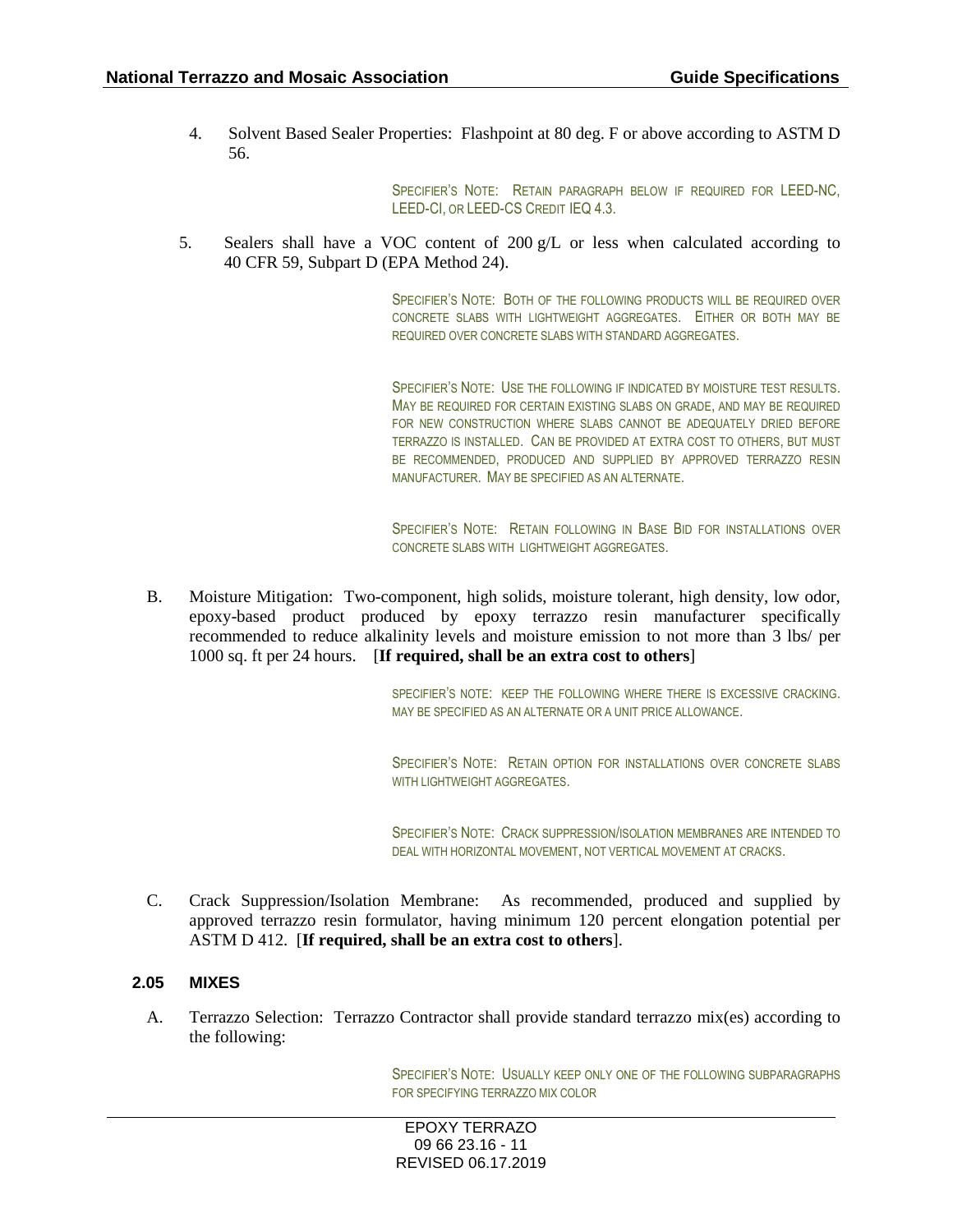4. Solvent Based Sealer Properties: Flashpoint at 80 deg. F or above according to ASTM D 56.

> SPECIFIER'S NOTE: RETAIN PARAGRAPH BELOW IF REQUIRED FOR LEED-NC, LEED-CI, OR LEED-CS CREDIT IEQ 4.3.

5. Sealers shall have a VOC content of 200 g/L or less when calculated according to 40 CFR 59, Subpart D (EPA Method 24).

> SPECIFIER'S NOTE: BOTH OF THE FOLLOWING PRODUCTS WILL BE REQUIRED OVER CONCRETE SLABS WITH LIGHTWEIGHT AGGREGATES. EITHER OR BOTH MAY BE REQUIRED OVER CONCRETE SLABS WITH STANDARD AGGREGATES.

> SPECIFIER'S NOTE: USE THE FOLLOWING IF INDICATED BY MOISTURE TEST RESULTS. MAY BE REQUIRED FOR CERTAIN EXISTING SLABS ON GRADE, AND MAY BE REQUIRED FOR NEW CONSTRUCTION WHERE SLABS CANNOT BE ADEQUATELY DRIED BEFORE TERRAZZO IS INSTALLED. CAN BE PROVIDED AT EXTRA COST TO OTHERS, BUT MUST BE RECOMMENDED, PRODUCED AND SUPPLIED BY APPROVED TERRAZZO RESIN MANUFACTURER. MAY BE SPECIFIED AS AN ALTERNATE.

> SPECIFIER'S NOTE: RETAIN FOLLOWING IN BASE BID FOR INSTALLATIONS OVER CONCRETE SLABS WITH LIGHTWEIGHT AGGREGATES.

B. Moisture Mitigation: Two-component, high solids, moisture tolerant, high density, low odor, epoxy-based product produced by epoxy terrazzo resin manufacturer specifically recommended to reduce alkalinity levels and moisture emission to not more than 3 lbs/ per 1000 sq. ft per 24 hours. [**If required, shall be an extra cost to others**]

> SPECIFIER'S NOTE: KEEP THE FOLLOWING WHERE THERE IS EXCESSIVE CRACKING. MAY BE SPECIFIED AS AN ALTERNATE OR A UNIT PRICE ALLOWANCE.

> SPECIFIER'S NOTE: RETAIN OPTION FOR INSTALLATIONS OVER CONCRETE SLABS WITH LIGHTWEIGHT AGGREGATES.

> SPECIFIER'S NOTE: CRACK SUPPRESSION/ISOLATION MEMBRANES ARE INTENDED TO DEAL WITH HORIZONTAL MOVEMENT, NOT VERTICAL MOVEMENT AT CRACKS.

C. Crack Suppression/Isolation Membrane: As recommended, produced and supplied by approved terrazzo resin formulator, having minimum 120 percent elongation potential per ASTM D 412. [**If required, shall be an extra cost to others**].

### 2.05 MIXES

A. Terrazzo Selection: Terrazzo Contractor shall provide standard terrazzo mix(es) according to the following:

> SPECIFIER'S NOTE: USUALLY KEEP ONLY ONE OF THE FOLLOWING SUBPARAGRAPHS FOR SPECIFYING TERRAZZO MIX COLOR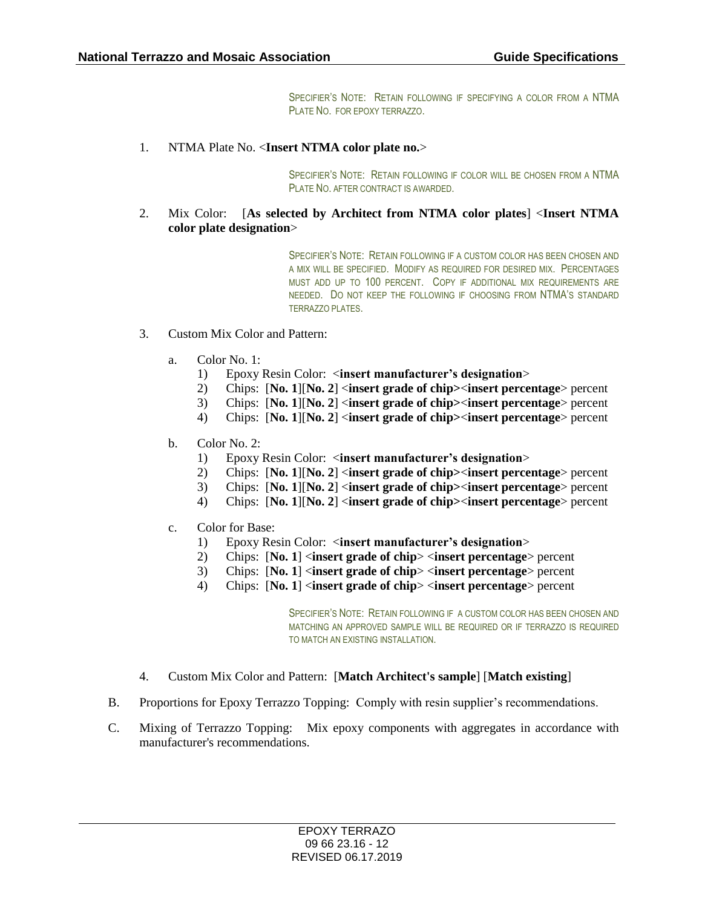SPECIFIER'S NOTE: RETAIN FOLLOWING IF SPECIFYING A COLOR FROM A NTMA PLATE NO. FOR EPOXY TERRAZZO.

1. NTMA Plate No. <**Insert NTMA color plate no.**>

SPECIFIER'S NOTE: RETAIN FOLLOWING IF COLOR WILL BE CHOSEN FROM A NTMA PLATE NO. AFTER CONTRACT IS AWARDED.

2. Mix Color: [**As selected by Architect from NTMA color plates**] <**Insert NTMA color plate designation**>

SPECIFIER'S NOTE: RETAIN FOLLOWING IF A CUSTOM COLOR HAS BEEN CHOSEN AND A MIX WILL BE SPECIFIED. MODIFY AS REQUIRED FOR DESIRED MIX. PERCENTAGES MUST ADD UP TO 100 PERCENT. COPY IF ADDITIONAL MIX REQUIREMENTS ARE NEEDED. DO NOT KEEP THE FOLLOWING IF CHOOSING FROM NTMA'S STANDARD TERRAZZO PLATES.

3. Custom Mix Color and Pattern:

   a. Color No. 1:
      1) Epoxy Resin Color: <**insert manufacturer's designation**>
      2) Chips: [**No. 1**][**No. 2**] <**insert grade of chip**><**insert percentage**> percent
      3) Chips: [**No. 1**][**No. 2**] <**insert grade of chip**><**insert percentage**> percent
      4) Chips: [**No. 1**][**No. 2**] <**insert grade of chip**><**insert percentage**> percent

   b. Color No. 2:
      1) Epoxy Resin Color: <**insert manufacturer's designation**>
      2) Chips: [**No. 1**][**No. 2**] <**insert grade of chip**><**insert percentage**> percent
      3) Chips: [**No. 1**][**No. 2**] <**insert grade of chip**><**insert percentage**> percent
      4) Chips: [**No. 1**][**No. 2**] <**insert grade of chip**><**insert percentage**> percent

   c. Color for Base:
      1) Epoxy Resin Color: <**insert manufacturer's designation**>
      2) Chips: [**No. 1**] <**insert grade of chip**> <**insert percentage**> percent
      3) Chips: [**No. 1**] <**insert grade of chip**> <**insert percentage**> percent
      4) Chips: [**No. 1**] <**insert grade of chip**> <**insert percentage**> percent

SPECIFIER'S NOTE: RETAIN FOLLOWING IF A CUSTOM COLOR HAS BEEN CHOSEN AND MATCHING AN APPROVED SAMPLE WILL BE REQUIRED OR IF TERRAZZO IS REQUIRED TO MATCH AN EXISTING INSTALLATION.

4. Custom Mix Color and Pattern: [**Match Architect's sample**] [**Match existing**]

B. Proportions for Epoxy Terrazzo Topping: Comply with resin supplier's recommendations.

C. Mixing of Terrazzo Topping: Mix epoxy components with aggregates in accordance with manufacturer's recommendations.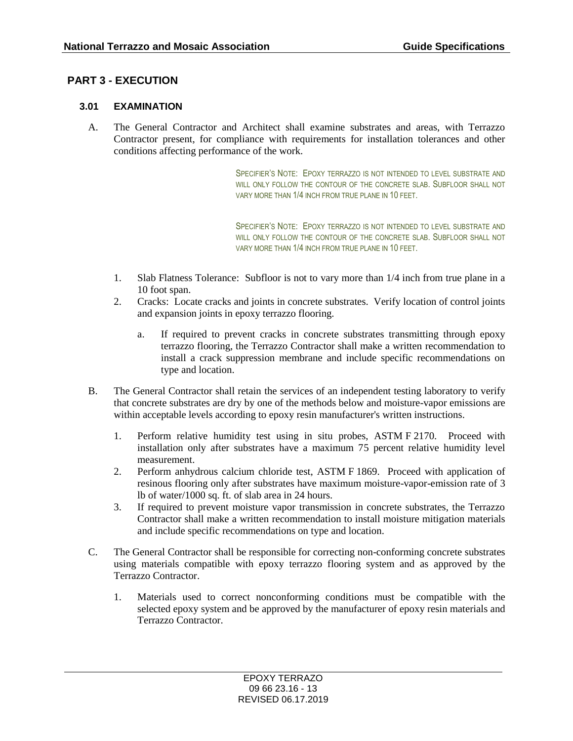## PART 3 - EXECUTION

### 3.01 EXAMINATION

A. The General Contractor and Architect shall examine substrates and areas, with Terrazzo Contractor present, for compliance with requirements for installation tolerances and other conditions affecting performance of the work.

> SPECIFIER'S NOTE: EPOXY TERRAZZO IS NOT INTENDED TO LEVEL SUBSTRATE AND WILL ONLY FOLLOW THE CONTOUR OF THE CONCRETE SLAB. SUBFLOOR SHALL NOT VARY MORE THAN 1/4 INCH FROM TRUE PLANE IN 10 FEET.

> SPECIFIER'S NOTE: EPOXY TERRAZZO IS NOT INTENDED TO LEVEL SUBSTRATE AND WILL ONLY FOLLOW THE CONTOUR OF THE CONCRETE SLAB. SUBFLOOR SHALL NOT VARY MORE THAN 1/4 INCH FROM TRUE PLANE IN 10 FEET.

1. Slab Flatness Tolerance: Subfloor is not to vary more than 1/4 inch from true plane in a 10 foot span.
2. Cracks: Locate cracks and joints in concrete substrates. Verify location of control joints and expansion joints in epoxy terrazzo flooring.
   a. If required to prevent cracks in concrete substrates transmitting through epoxy terrazzo flooring, the Terrazzo Contractor shall make a written recommendation to install a crack suppression membrane and include specific recommendations on type and location.

B. The General Contractor shall retain the services of an independent testing laboratory to verify that concrete substrates are dry by one of the methods below and moisture-vapor emissions are within acceptable levels according to epoxy resin manufacturer's written instructions.

1. Perform relative humidity test using in situ probes, ASTM F 2170. Proceed with installation only after substrates have a maximum 75 percent relative humidity level measurement.
2. Perform anhydrous calcium chloride test, ASTM F 1869. Proceed with application of resinous flooring only after substrates have maximum moisture-vapor-emission rate of 3 lb of water/1000 sq. ft. of slab area in 24 hours.
3. If required to prevent moisture vapor transmission in concrete substrates, the Terrazzo Contractor shall make a written recommendation to install moisture mitigation materials and include specific recommendations on type and location.

C. The General Contractor shall be responsible for correcting non-conforming concrete substrates using materials compatible with epoxy terrazzo flooring system and as approved by the Terrazzo Contractor.

1. Materials used to correct nonconforming conditions must be compatible with the selected epoxy system and be approved by the manufacturer of epoxy resin materials and Terrazzo Contractor.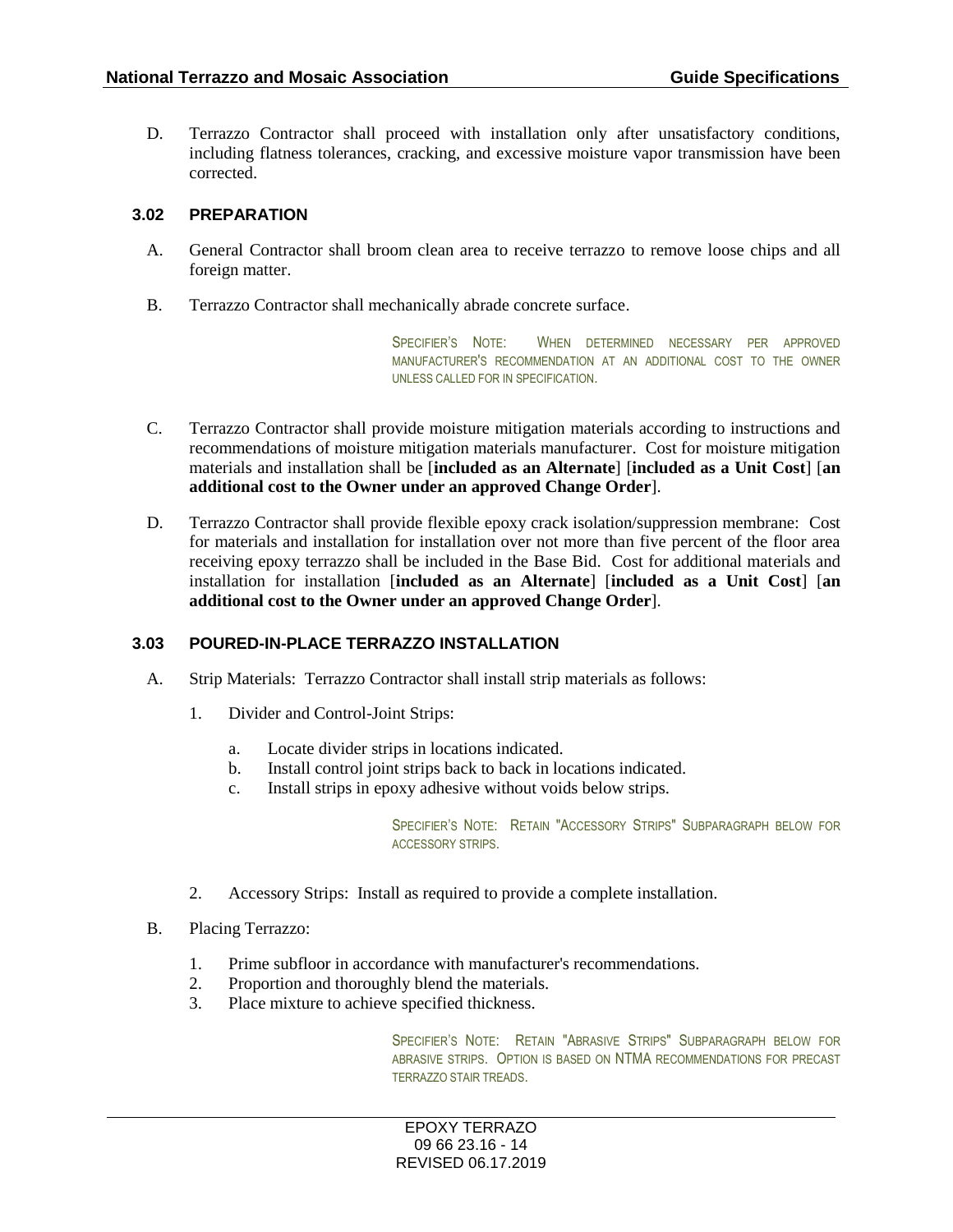D. Terrazzo Contractor shall proceed with installation only after unsatisfactory conditions, including flatness tolerances, cracking, and excessive moisture vapor transmission have been corrected.

### 3.02 PREPARATION

A. General Contractor shall broom clean area to receive terrazzo to remove loose chips and all foreign matter.

B. Terrazzo Contractor shall mechanically abrade concrete surface.

> SPECIFIER'S NOTE: WHEN DETERMINED NECESSARY PER APPROVED MANUFACTURER'S RECOMMENDATION AT AN ADDITIONAL COST TO THE OWNER UNLESS CALLED FOR IN SPECIFICATION.

C. Terrazzo Contractor shall provide moisture mitigation materials according to instructions and recommendations of moisture mitigation materials manufacturer. Cost for moisture mitigation materials and installation shall be [**included as an Alternate**] [**included as a Unit Cost**] [**an additional cost to the Owner under an approved Change Order**].

D. Terrazzo Contractor shall provide flexible epoxy crack isolation/suppression membrane: Cost for materials and installation for installation over not more than five percent of the floor area receiving epoxy terrazzo shall be included in the Base Bid. Cost for additional materials and installation for installation [**included as an Alternate**] [**included as a Unit Cost**] [**an additional cost to the Owner under an approved Change Order**].

### 3.03 POURED-IN-PLACE TERRAZZO INSTALLATION

A. Strip Materials: Terrazzo Contractor shall install strip materials as follows:

1. Divider and Control-Joint Strips:
    a. Locate divider strips in locations indicated.
    b. Install control joint strips back to back in locations indicated.
    c. Install strips in epoxy adhesive without voids below strips.

> SPECIFIER'S NOTE: RETAIN "ACCESSORY STRIPS" SUBPARAGRAPH BELOW FOR ACCESSORY STRIPS.

2. Accessory Strips: Install as required to provide a complete installation.

B. Placing Terrazzo:

1. Prime subfloor in accordance with manufacturer's recommendations.
2. Proportion and thoroughly blend the materials.
3. Place mixture to achieve specified thickness.

> SPECIFIER'S NOTE: RETAIN "ABRASIVE STRIPS" SUBPARAGRAPH BELOW FOR ABRASIVE STRIPS. OPTION IS BASED ON NTMA RECOMMENDATIONS FOR PRECAST TERRAZZO STAIR TREADS.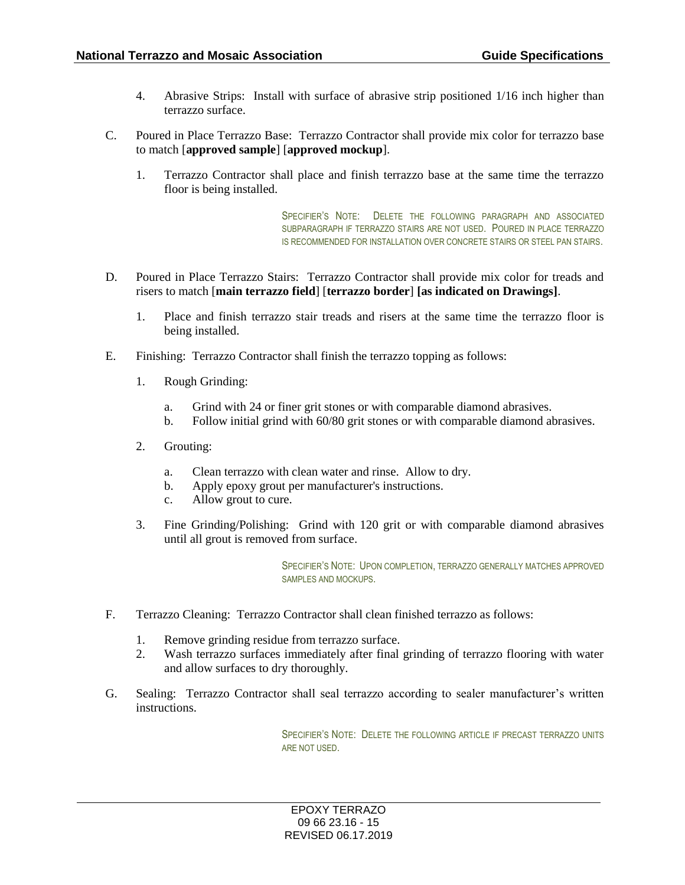4. Abrasive Strips: Install with surface of abrasive strip positioned 1/16 inch higher than terrazzo surface.

C. Poured in Place Terrazzo Base: Terrazzo Contractor shall provide mix color for terrazzo base to match [**approved sample**] [**approved mockup**].

   1. Terrazzo Contractor shall place and finish terrazzo base at the same time the terrazzo floor is being installed.

SPECIFIER'S NOTE: DELETE THE FOLLOWING PARAGRAPH AND ASSOCIATED SUBPARAGRAPH IF TERRAZZO STAIRS ARE NOT USED. POURED IN PLACE TERRAZZO IS RECOMMENDED FOR INSTALLATION OVER CONCRETE STAIRS OR STEEL PAN STAIRS.

D. Poured in Place Terrazzo Stairs: Terrazzo Contractor shall provide mix color for treads and risers to match [**main terrazzo field**] [**terrazzo border**] **[as indicated on Drawings]**.

   1. Place and finish terrazzo stair treads and risers at the same time the terrazzo floor is being installed.

E. Finishing: Terrazzo Contractor shall finish the terrazzo topping as follows:

   1. Rough Grinding:

      a. Grind with 24 or finer grit stones or with comparable diamond abrasives.
      b. Follow initial grind with 60/80 grit stones or with comparable diamond abrasives.

   2. Grouting:

      a. Clean terrazzo with clean water and rinse. Allow to dry.
      b. Apply epoxy grout per manufacturer's instructions.
      c. Allow grout to cure.

   3. Fine Grinding/Polishing: Grind with 120 grit or with comparable diamond abrasives until all grout is removed from surface.

SPECIFIER'S NOTE: UPON COMPLETION, TERRAZZO GENERALLY MATCHES APPROVED SAMPLES AND MOCKUPS.

F. Terrazzo Cleaning: Terrazzo Contractor shall clean finished terrazzo as follows:

   1. Remove grinding residue from terrazzo surface.
   2. Wash terrazzo surfaces immediately after final grinding of terrazzo flooring with water and allow surfaces to dry thoroughly.

G. Sealing: Terrazzo Contractor shall seal terrazzo according to sealer manufacturer's written instructions.

SPECIFIER'S NOTE: DELETE THE FOLLOWING ARTICLE IF PRECAST TERRAZZO UNITS ARE NOT USED.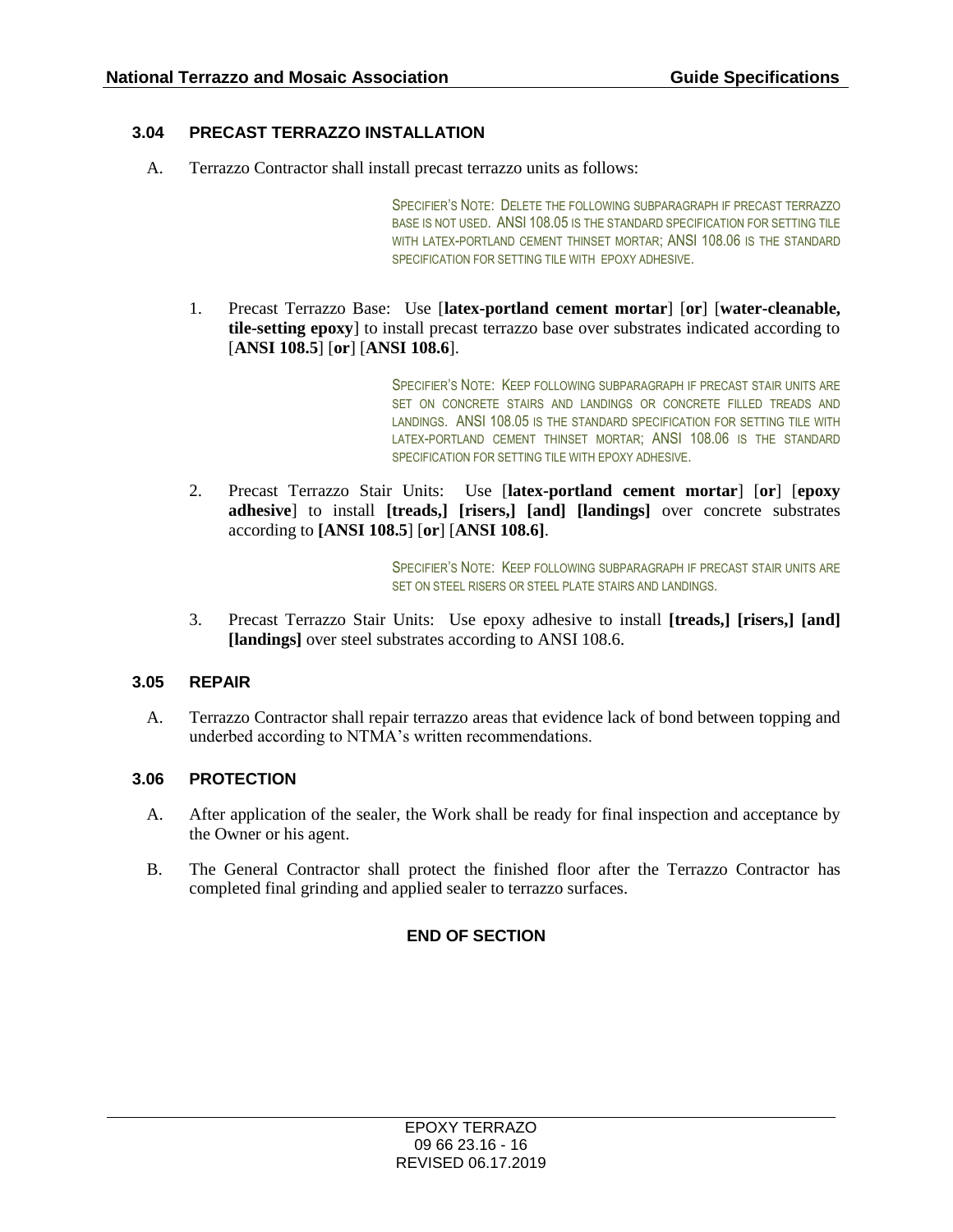### 3.04 PRECAST TERRAZZO INSTALLATION

A. Terrazzo Contractor shall install precast terrazzo units as follows:

SPECIFIER'S NOTE: DELETE THE FOLLOWING SUBPARAGRAPH IF PRECAST TERRAZZO BASE IS NOT USED. ANSI 108.05 IS THE STANDARD SPECIFICATION FOR SETTING TILE WITH LATEX-PORTLAND CEMENT THINSET MORTAR; ANSI 108.06 IS THE STANDARD SPECIFICATION FOR SETTING TILE WITH EPOXY ADHESIVE.

1. Precast Terrazzo Base: Use [**latex-portland cement mortar**] [**or**] [**water-cleanable, tile-setting epoxy**] to install precast terrazzo base over substrates indicated according to [**ANSI 108.5**] [**or**] [**ANSI 108.6**].

SPECIFIER'S NOTE: KEEP FOLLOWING SUBPARAGRAPH IF PRECAST STAIR UNITS ARE SET ON CONCRETE STAIRS AND LANDINGS OR CONCRETE FILLED TREADS AND LANDINGS. ANSI 108.05 IS THE STANDARD SPECIFICATION FOR SETTING TILE WITH LATEX-PORTLAND CEMENT THINSET MORTAR; ANSI 108.06 IS THE STANDARD SPECIFICATION FOR SETTING TILE WITH EPOXY ADHESIVE.

2. Precast Terrazzo Stair Units: Use [**latex-portland cement mortar**] [**or**] [**epoxy adhesive**] to install **[treads,] [risers,] [and] [landings]** over concrete substrates according to **[ANSI 108.5**] [**or**] [**ANSI 108.6]**.

SPECIFIER'S NOTE: KEEP FOLLOWING SUBPARAGRAPH IF PRECAST STAIR UNITS ARE SET ON STEEL RISERS OR STEEL PLATE STAIRS AND LANDINGS.

3. Precast Terrazzo Stair Units: Use epoxy adhesive to install **[treads,] [risers,] [and] [landings]** over steel substrates according to ANSI 108.6.

### 3.05 REPAIR

A. Terrazzo Contractor shall repair terrazzo areas that evidence lack of bond between topping and underbed according to NTMA's written recommendations.

### 3.06 PROTECTION

A. After application of the sealer, the Work shall be ready for final inspection and acceptance by the Owner or his agent.

B. The General Contractor shall protect the finished floor after the Terrazzo Contractor has completed final grinding and applied sealer to terrazzo surfaces.

**END OF SECTION**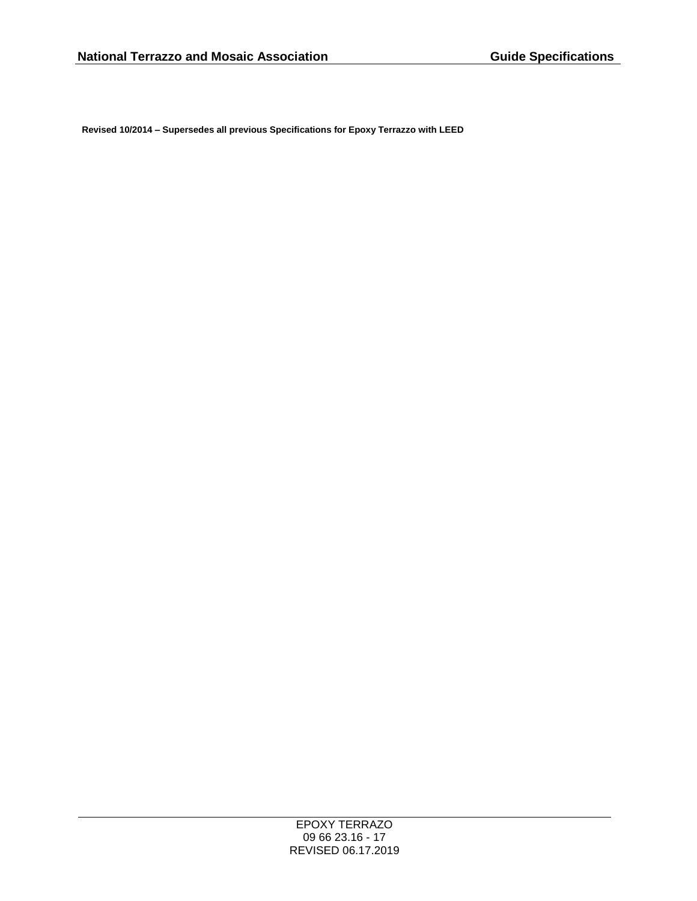**Revised 10/2014 – Supersedes all previous Specifications for Epoxy Terrazzo with LEED**